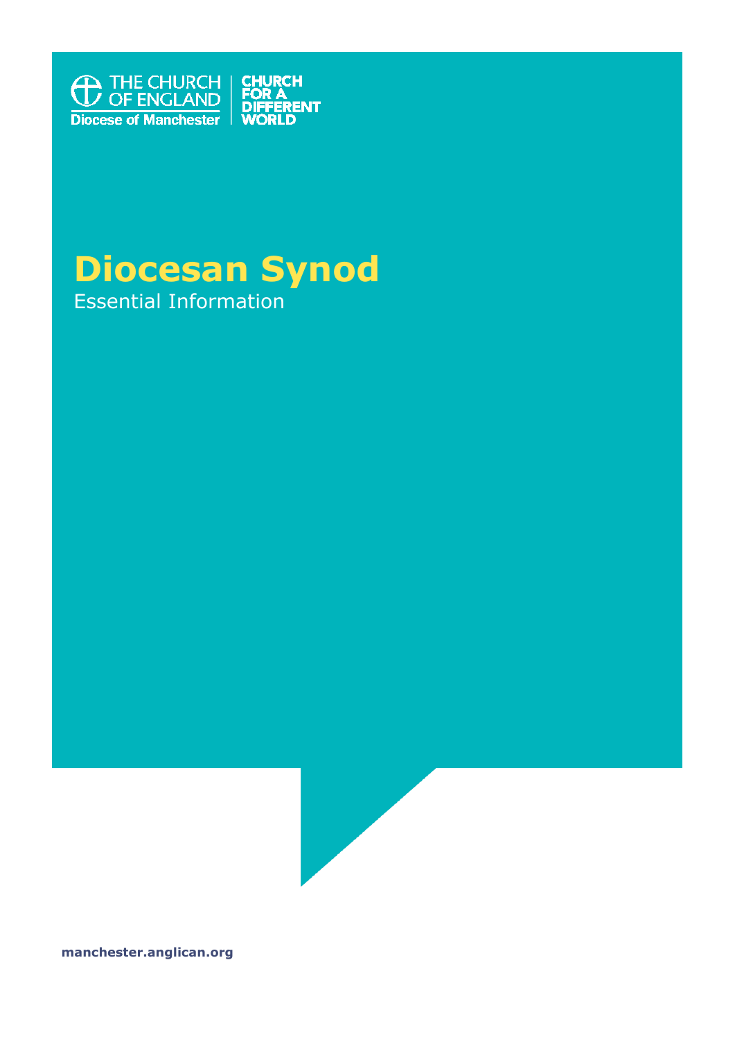THE CHURCH OF ENGLAND
Diocese of Manchester

CHURCH FOR A DIFFERENT WORLD

# Diocesan Synod

Essential Information

**manchester.anglican.org**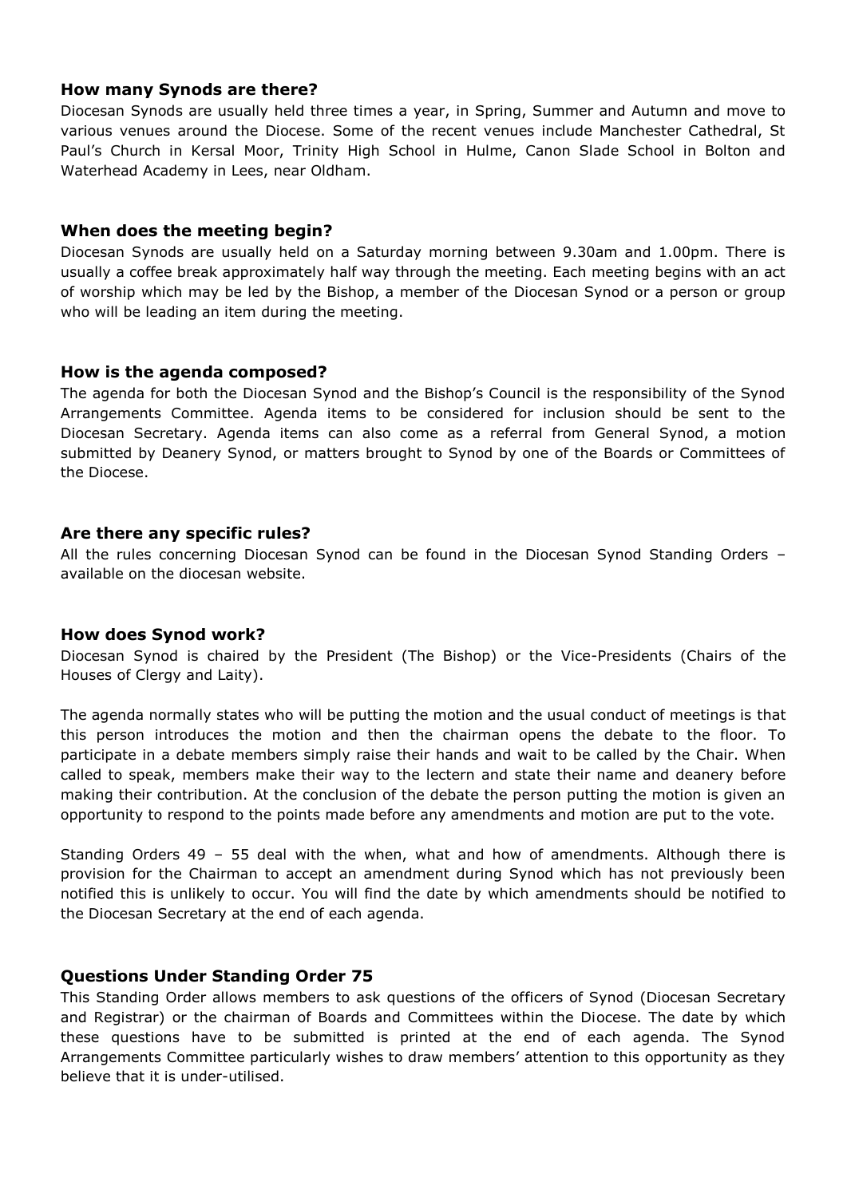### How many Synods are there?

Diocesan Synods are usually held three times a year, in Spring, Summer and Autumn and move to various venues around the Diocese. Some of the recent venues include Manchester Cathedral, St Paul's Church in Kersal Moor, Trinity High School in Hulme, Canon Slade School in Bolton and Waterhead Academy in Lees, near Oldham.

### When does the meeting begin?

Diocesan Synods are usually held on a Saturday morning between 9.30am and 1.00pm. There is usually a coffee break approximately half way through the meeting. Each meeting begins with an act of worship which may be led by the Bishop, a member of the Diocesan Synod or a person or group who will be leading an item during the meeting.

### How is the agenda composed?

The agenda for both the Diocesan Synod and the Bishop's Council is the responsibility of the Synod Arrangements Committee. Agenda items to be considered for inclusion should be sent to the Diocesan Secretary. Agenda items can also come as a referral from General Synod, a motion submitted by Deanery Synod, or matters brought to Synod by one of the Boards or Committees of the Diocese.

### Are there any specific rules?

All the rules concerning Diocesan Synod can be found in the Diocesan Synod Standing Orders – available on the diocesan website.

### How does Synod work?

Diocesan Synod is chaired by the President (The Bishop) or the Vice-Presidents (Chairs of the Houses of Clergy and Laity).

The agenda normally states who will be putting the motion and the usual conduct of meetings is that this person introduces the motion and then the chairman opens the debate to the floor. To participate in a debate members simply raise their hands and wait to be called by the Chair. When called to speak, members make their way to the lectern and state their name and deanery before making their contribution. At the conclusion of the debate the person putting the motion is given an opportunity to respond to the points made before any amendments and motion are put to the vote.

Standing Orders 49 – 55 deal with the when, what and how of amendments. Although there is provision for the Chairman to accept an amendment during Synod which has not previously been notified this is unlikely to occur. You will find the date by which amendments should be notified to the Diocesan Secretary at the end of each agenda.

### Questions Under Standing Order 75

This Standing Order allows members to ask questions of the officers of Synod (Diocesan Secretary and Registrar) or the chairman of Boards and Committees within the Diocese. The date by which these questions have to be submitted is printed at the end of each agenda. The Synod Arrangements Committee particularly wishes to draw members' attention to this opportunity as they believe that it is under-utilised.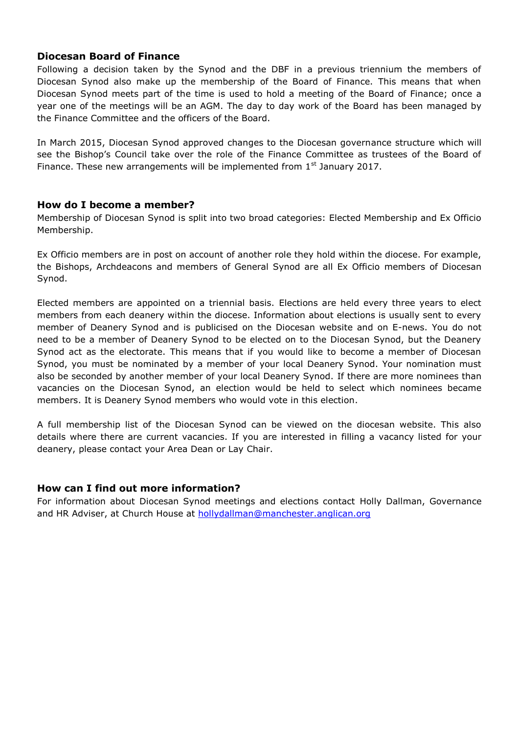## Diocesan Board of Finance

Following a decision taken by the Synod and the DBF in a previous triennium the members of Diocesan Synod also make up the membership of the Board of Finance. This means that when Diocesan Synod meets part of the time is used to hold a meeting of the Board of Finance; once a year one of the meetings will be an AGM. The day to day work of the Board has been managed by the Finance Committee and the officers of the Board.

In March 2015, Diocesan Synod approved changes to the Diocesan governance structure which will see the Bishop's Council take over the role of the Finance Committee as trustees of the Board of Finance. These new arrangements will be implemented from 1st January 2017.

## How do I become a member?

Membership of Diocesan Synod is split into two broad categories: Elected Membership and Ex Officio Membership.

Ex Officio members are in post on account of another role they hold within the diocese. For example, the Bishops, Archdeacons and members of General Synod are all Ex Officio members of Diocesan Synod.

Elected members are appointed on a triennial basis. Elections are held every three years to elect members from each deanery within the diocese. Information about elections is usually sent to every member of Deanery Synod and is publicised on the Diocesan website and on E-news. You do not need to be a member of Deanery Synod to be elected on to the Diocesan Synod, but the Deanery Synod act as the electorate. This means that if you would like to become a member of Diocesan Synod, you must be nominated by a member of your local Deanery Synod. Your nomination must also be seconded by another member of your local Deanery Synod. If there are more nominees than vacancies on the Diocesan Synod, an election would be held to select which nominees became members. It is Deanery Synod members who would vote in this election.

A full membership list of the Diocesan Synod can be viewed on the diocesan website. This also details where there are current vacancies. If you are interested in filling a vacancy listed for your deanery, please contact your Area Dean or Lay Chair.

## How can I find out more information?

For information about Diocesan Synod meetings and elections contact Holly Dallman, Governance and HR Adviser, at Church House at hollydallman@manchester.anglican.org